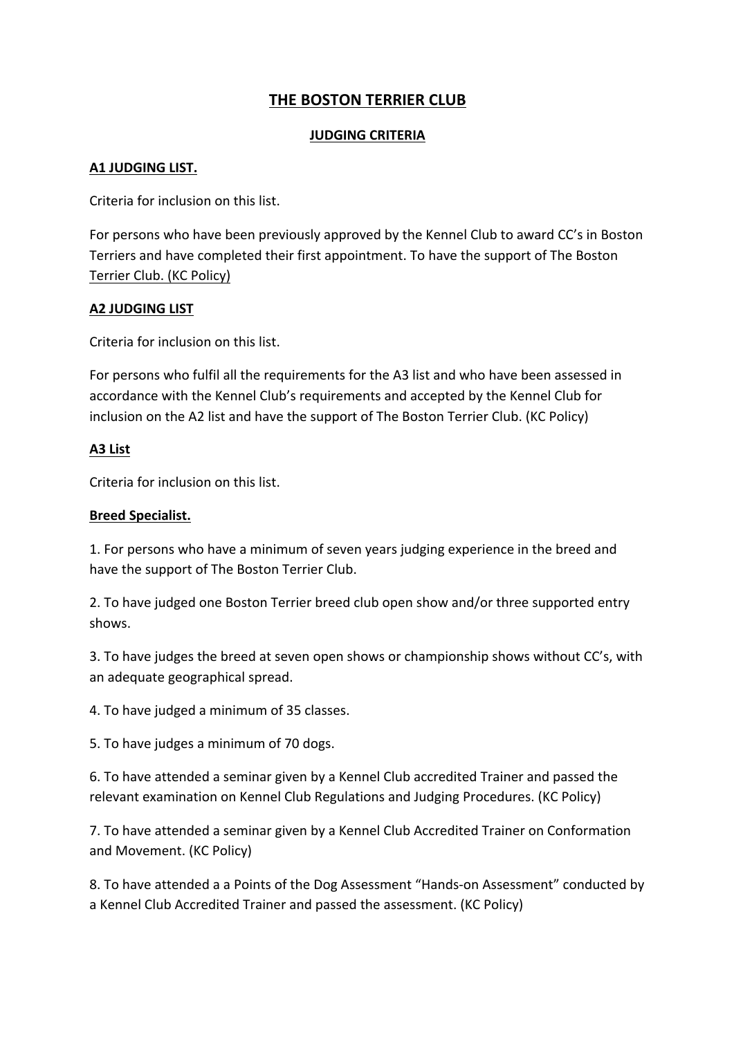# THE BOSTON TERRIER CLUB

## JUDGING CRITERIA

### A1 JUDGING LIST.

Criteria for inclusion on this list.

For persons who have been previously approved by the Kennel Club to award CC's in Boston Terriers and have completed their first appointment. To have the support of The Boston Terrier Club. (KC Policy)

### A2 JUDGING LIST

Criteria for inclusion on this list.

For persons who fulfil all the requirements for the A3 list and who have been assessed in accordance with the Kennel Club's requirements and accepted by the Kennel Club for inclusion on the A2 list and have the support of The Boston Terrier Club. (KC Policy)

### A3 List

Criteria for inclusion on this list.

### Breed Specialist.

1. For persons who have a minimum of seven years judging experience in the breed and have the support of The Boston Terrier Club.

2. To have judged one Boston Terrier breed club open show and/or three supported entry shows.

3. To have judges the breed at seven open shows or championship shows without CC's, with an adequate geographical spread.

4. To have judged a minimum of 35 classes.

5. To have judges a minimum of 70 dogs.

6. To have attended a seminar given by a Kennel Club accredited Trainer and passed the relevant examination on Kennel Club Regulations and Judging Procedures. (KC Policy)

7. To have attended a seminar given by a Kennel Club Accredited Trainer on Conformation and Movement. (KC Policy)

8. To have attended a a Points of the Dog Assessment "Hands-on Assessment" conducted by a Kennel Club Accredited Trainer and passed the assessment. (KC Policy)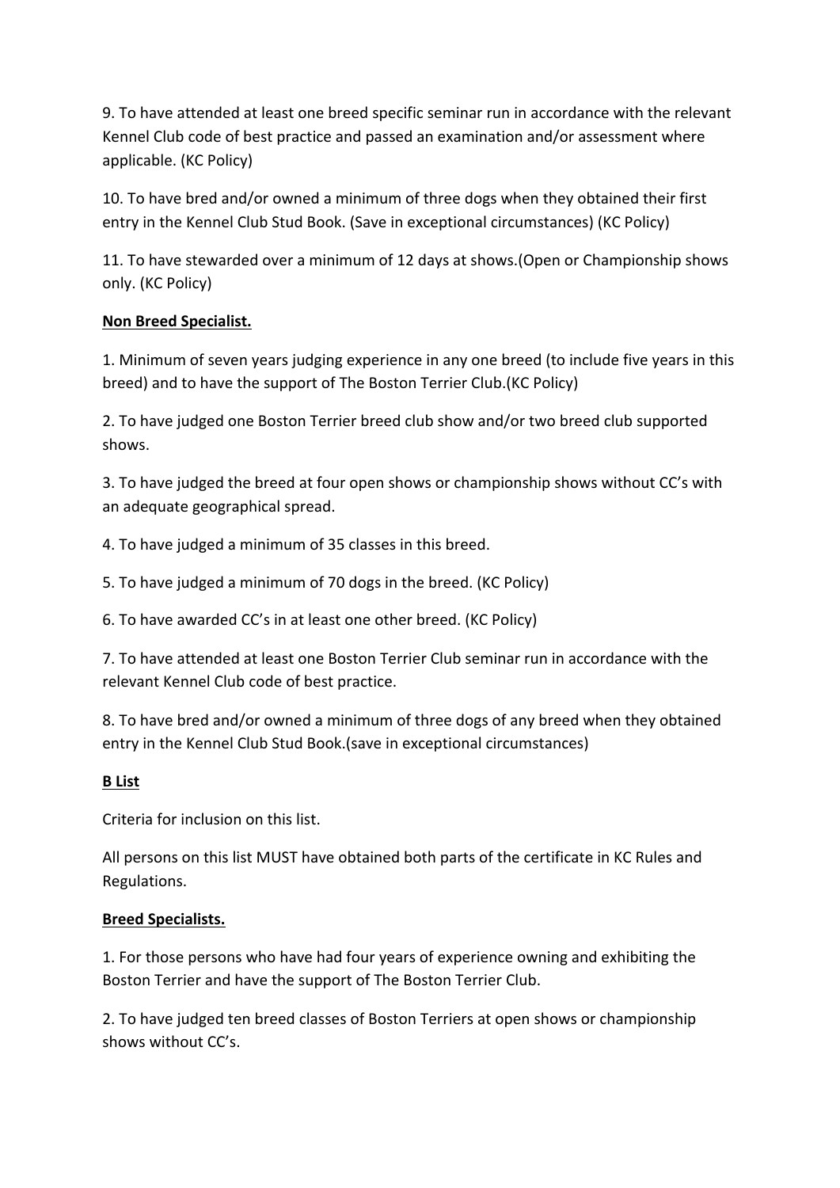9. To have attended at least one breed specific seminar run in accordance with the relevant Kennel Club code of best practice and passed an examination and/or assessment where applicable. (KC Policy)

10. To have bred and/or owned a minimum of three dogs when they obtained their first entry in the Kennel Club Stud Book. (Save in exceptional circumstances) (KC Policy)

11. To have stewarded over a minimum of 12 days at shows.(Open or Championship shows only. (KC Policy)

**Non Breed Specialist.**

1. Minimum of seven years judging experience in any one breed (to include five years in this breed) and to have the support of The Boston Terrier Club.(KC Policy)

2. To have judged one Boston Terrier breed club show and/or two breed club supported shows.

3. To have judged the breed at four open shows or championship shows without CC's with an adequate geographical spread.

4. To have judged a minimum of 35 classes in this breed.

5. To have judged a minimum of 70 dogs in the breed. (KC Policy)

6. To have awarded CC's in at least one other breed. (KC Policy)

7. To have attended at least one Boston Terrier Club seminar run in accordance with the relevant Kennel Club code of best practice.

8. To have bred and/or owned a minimum of three dogs of any breed when they obtained entry in the Kennel Club Stud Book.(save in exceptional circumstances)

**B List**

Criteria for inclusion on this list.

All persons on this list MUST have obtained both parts of the certificate in KC Rules and Regulations.

**Breed Specialists.**

1. For those persons who have had four years of experience owning and exhibiting the Boston Terrier and have the support of The Boston Terrier Club.

2. To have judged ten breed classes of Boston Terriers at open shows or championship shows without CC's.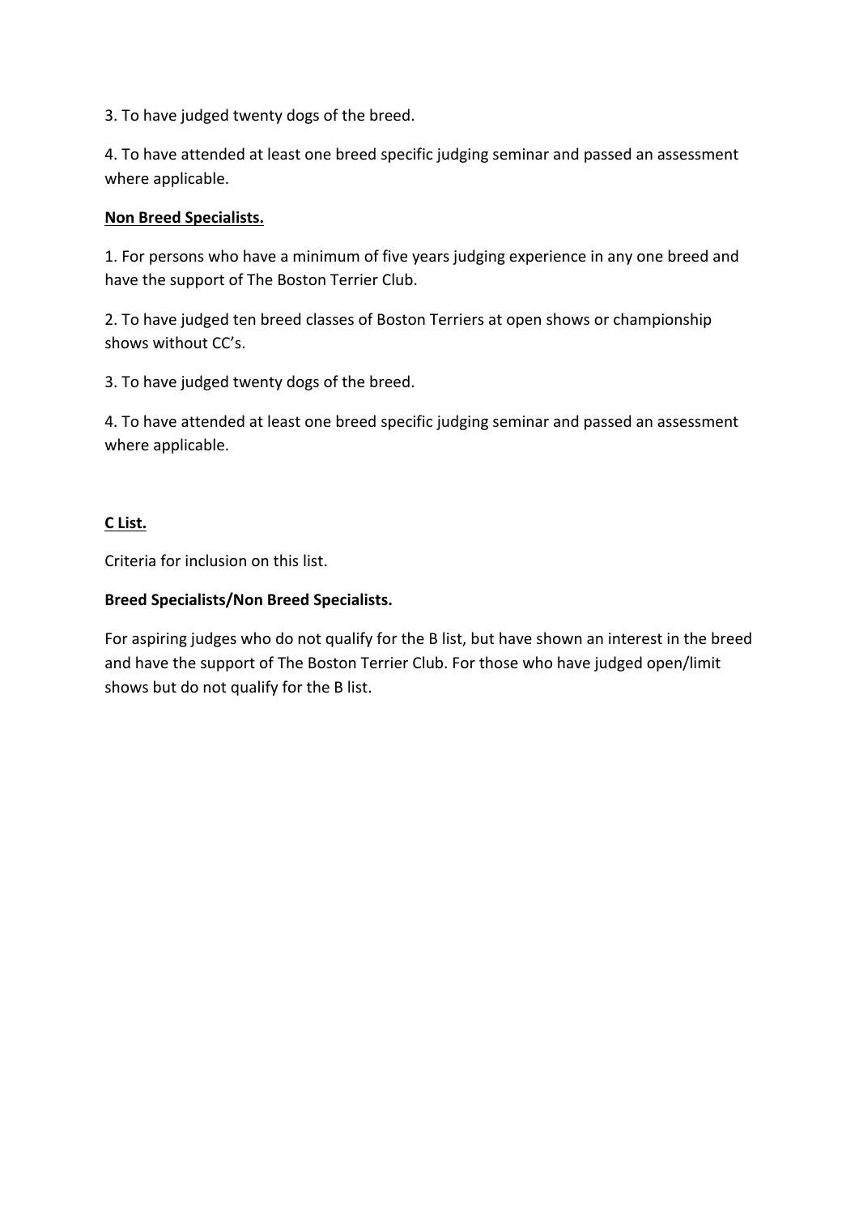3. To have judged twenty dogs of the breed.

4. To have attended at least one breed specific judging seminar and passed an assessment where applicable.

**Non Breed Specialists.**

1. For persons who have a minimum of five years judging experience in any one breed and have the support of The Boston Terrier Club.

2. To have judged ten breed classes of Boston Terriers at open shows or championship shows without CC's.

3. To have judged twenty dogs of the breed.

4. To have attended at least one breed specific judging seminar and passed an assessment where applicable.

**C List.**

Criteria for inclusion on this list.

**Breed Specialists/Non Breed Specialists.**

For aspiring judges who do not qualify for the B list, but have shown an interest in the breed and have the support of The Boston Terrier Club. For those who have judged open/limit shows but do not qualify for the B list.